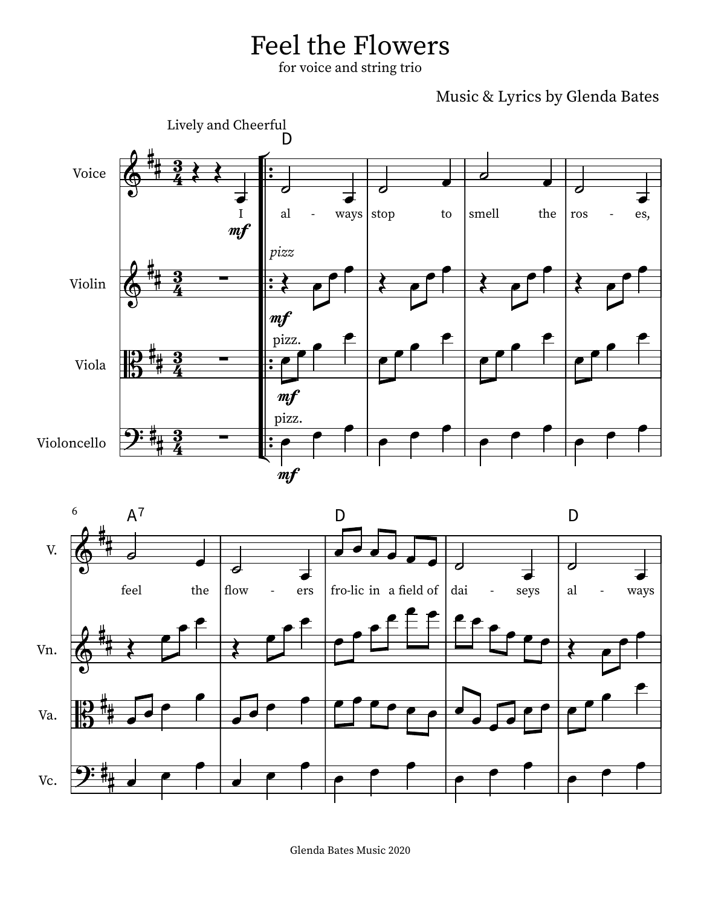# Feel the Flowers

for voice and string trio

Music & Lyrics by Glenda Bates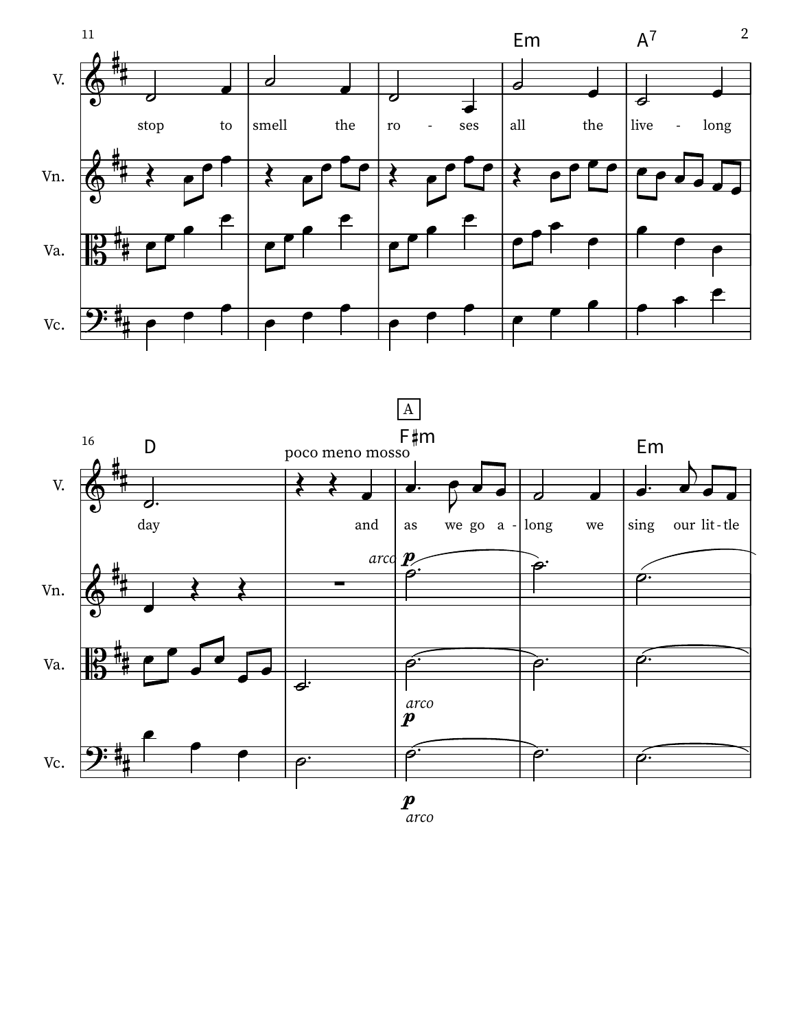stop to smell the ro - ses all the live - long day

**A**

*poco meno mosso*

and as we go a - long we sing our lit - tle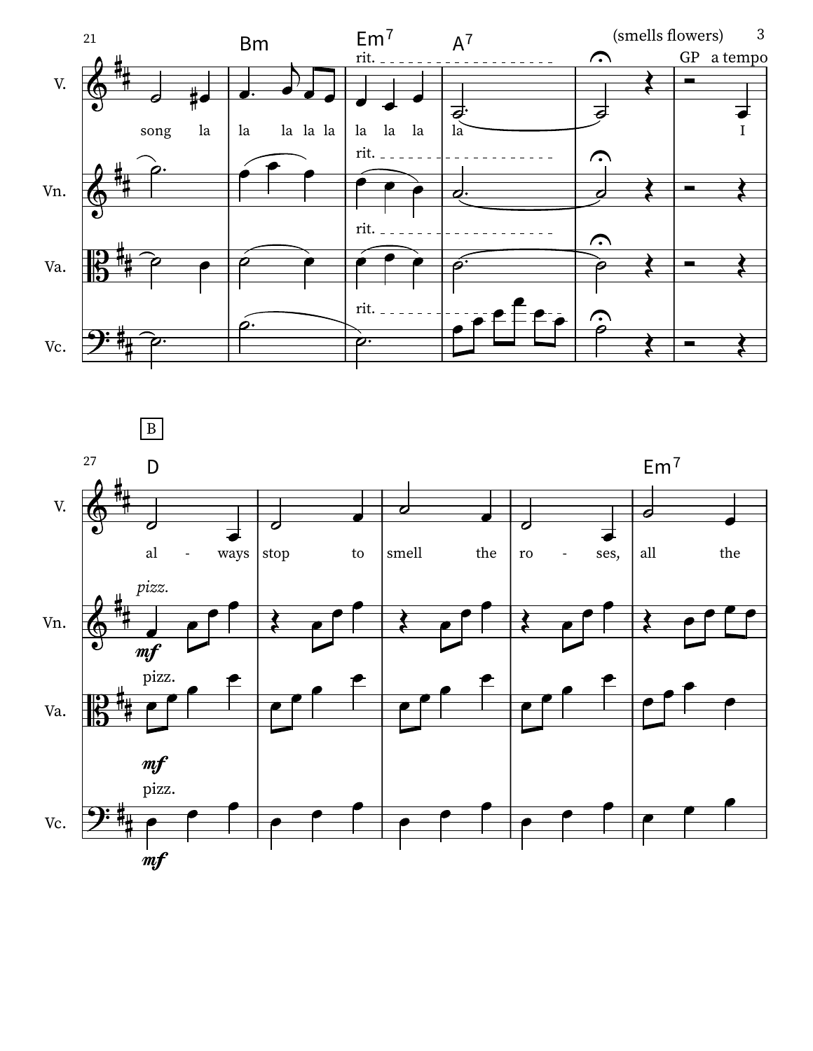(smells flowers)

21

Bm — Em7 — A7

rit. — GP — a tempo

V.: song la la la la la la la la la I

Vn.: rit.

Va.: rit.

Vc.: rit.

B

27

D — Em7

V.: al - ways stop to smell the ro - ses, all the

Vn.: *pizz.* *mf*

Va.: pizz. *mf*

Vc.: pizz. *mf*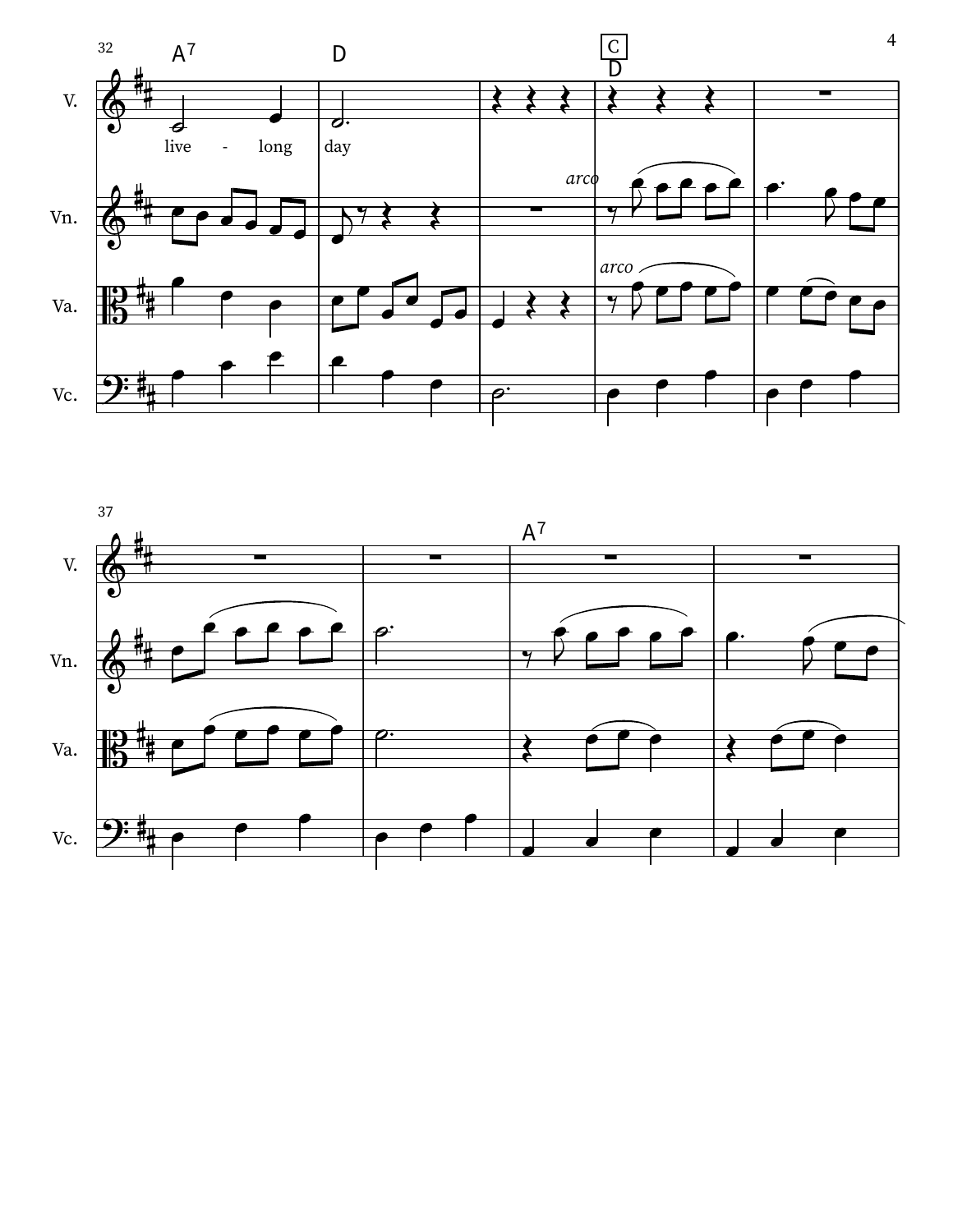32 A7 D C D

V.

live - long day

Vn.

*arco*

Va.

*arco*

Vc.

37 A7

V.

Vn.

Va.

Vc.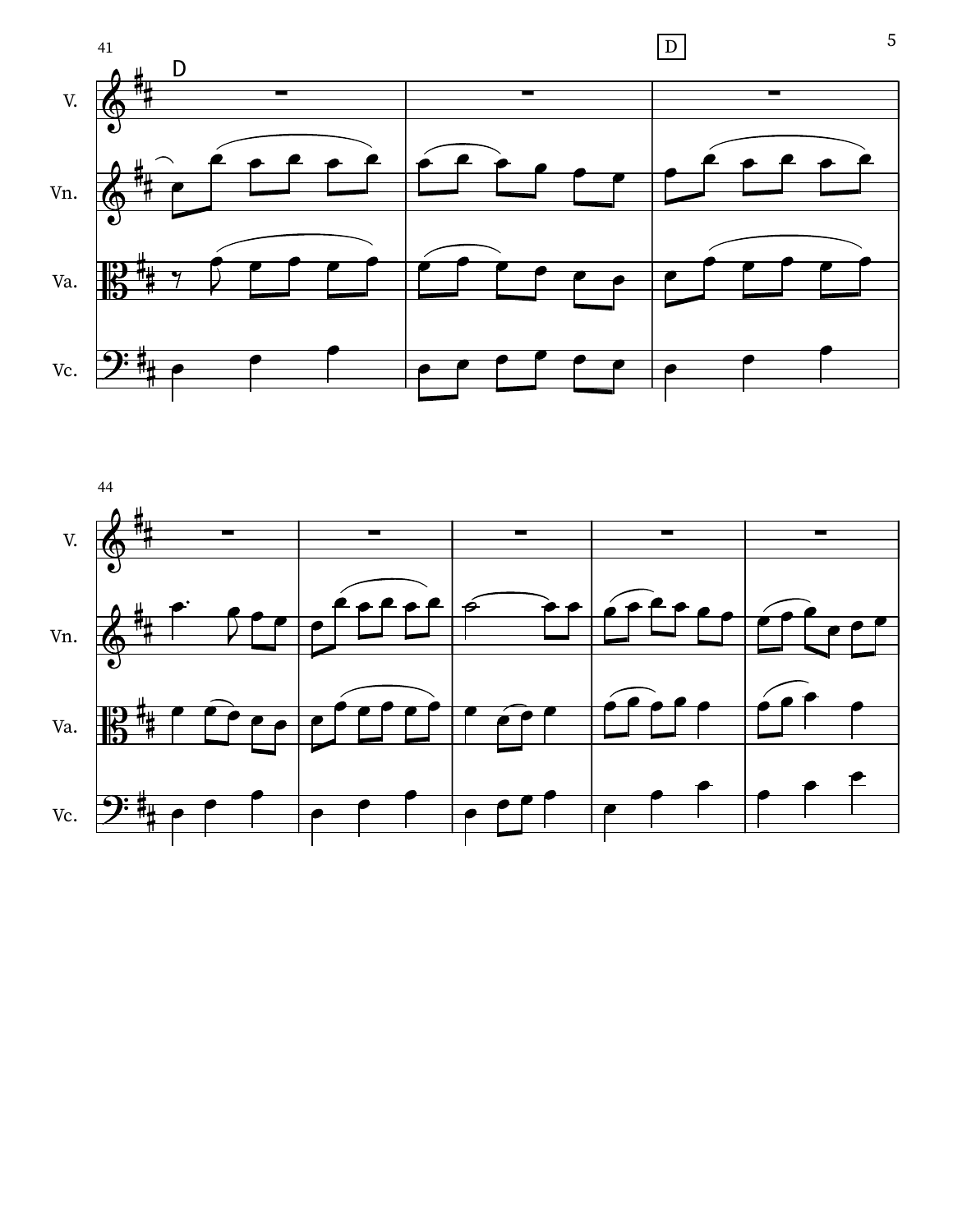D

V.

Vn.

Va.

Vc.

D

V.

Vn.

Va.

Vc.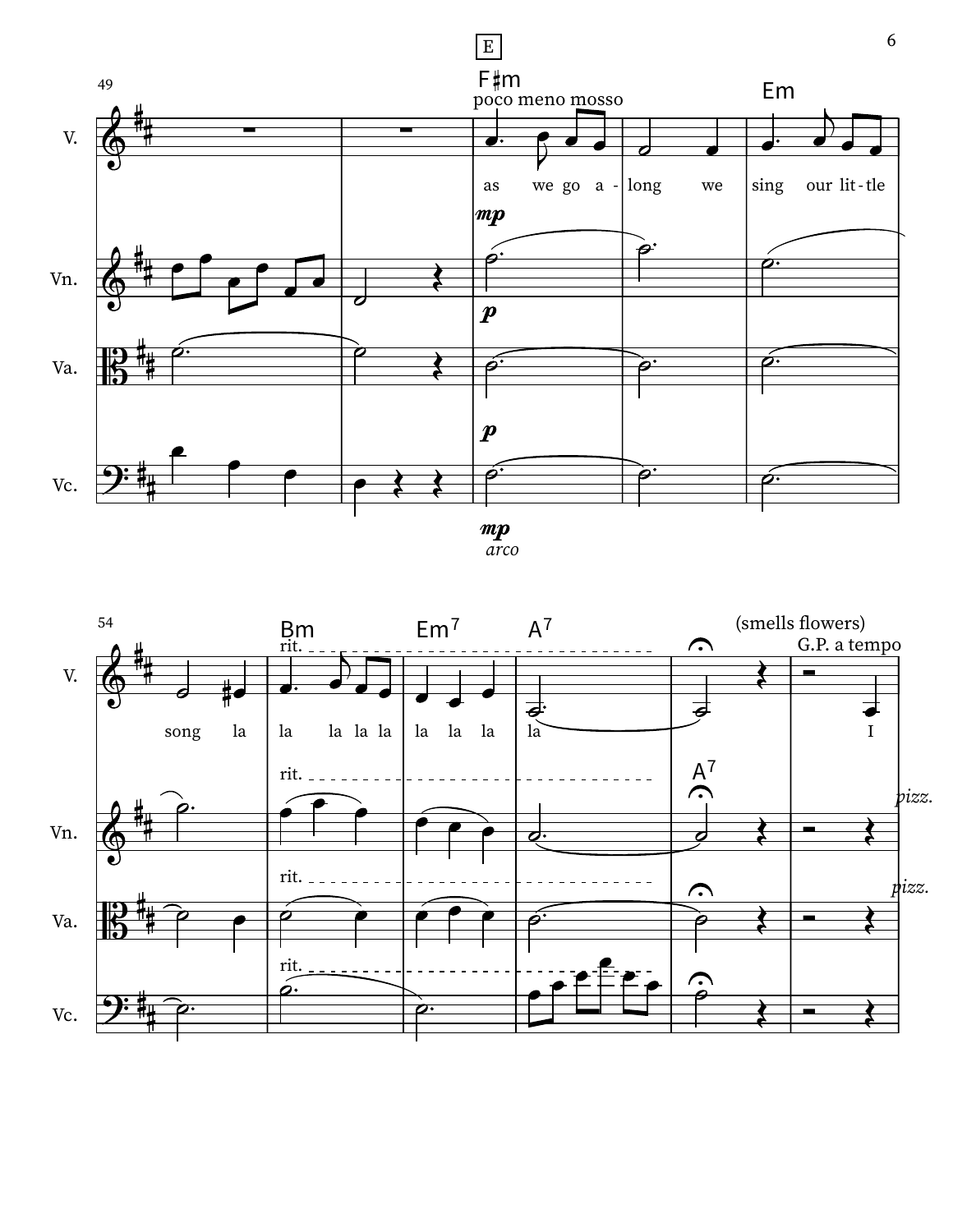E

poco meno mosso

F♯m — Em — Bm — Em7 — A7

V.: as we go a - long we sing our lit-tle song la la la la la la la la la I

rit. — (smells flowers) — G.P. a tempo

Vn.: mp — rit. — pizz.

Va.: p — rit. — pizz.

Vc.: p — mp arco — rit.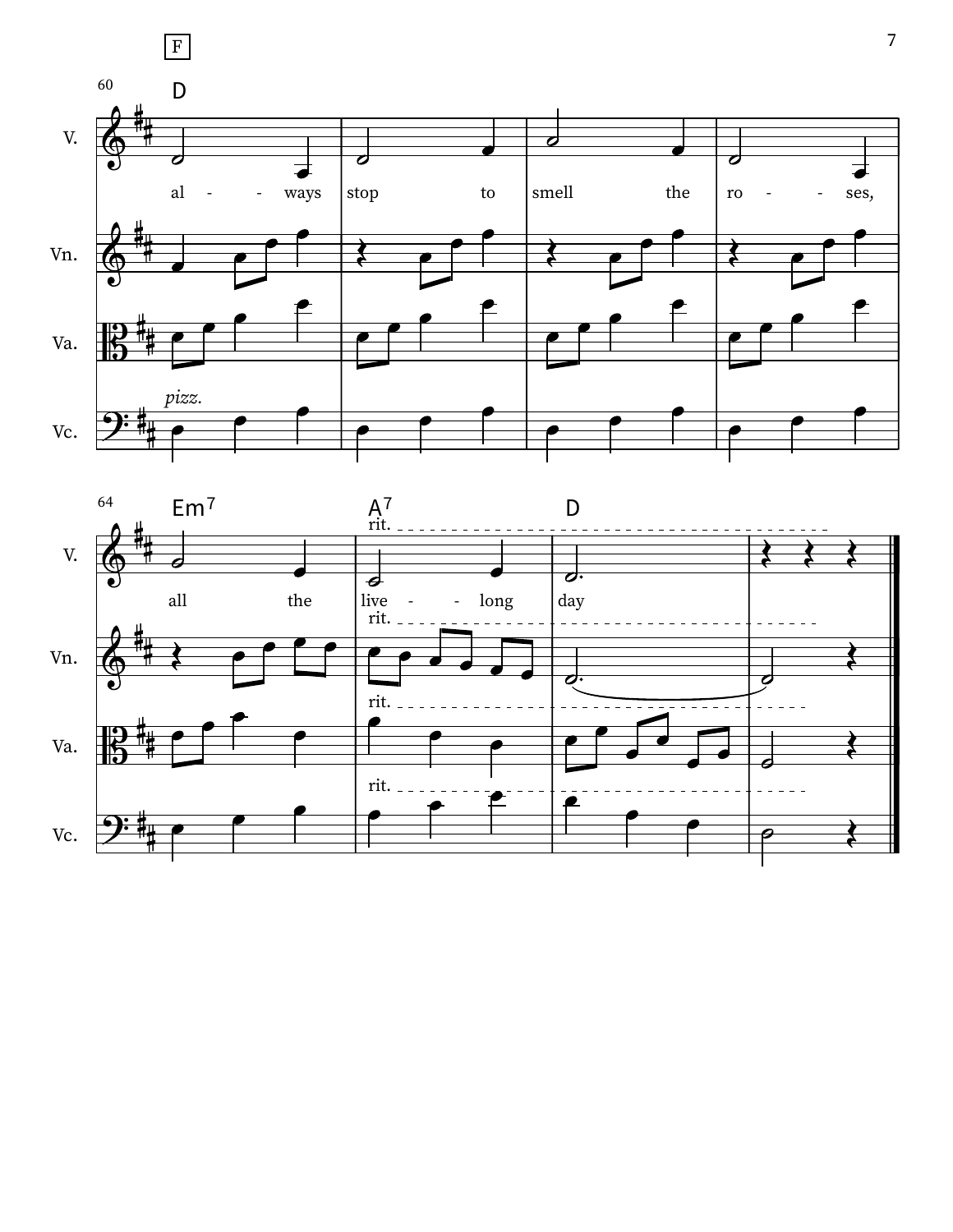F

60

D

V.

al - - ways stop to smell the ro - - ses,

Vn.

Va.

*pizz.*

Vc.

64

Em7 A7 D

rit.

V.

all the live - - long day

rit.

Vn.

rit.

Va.

rit.

Vc.